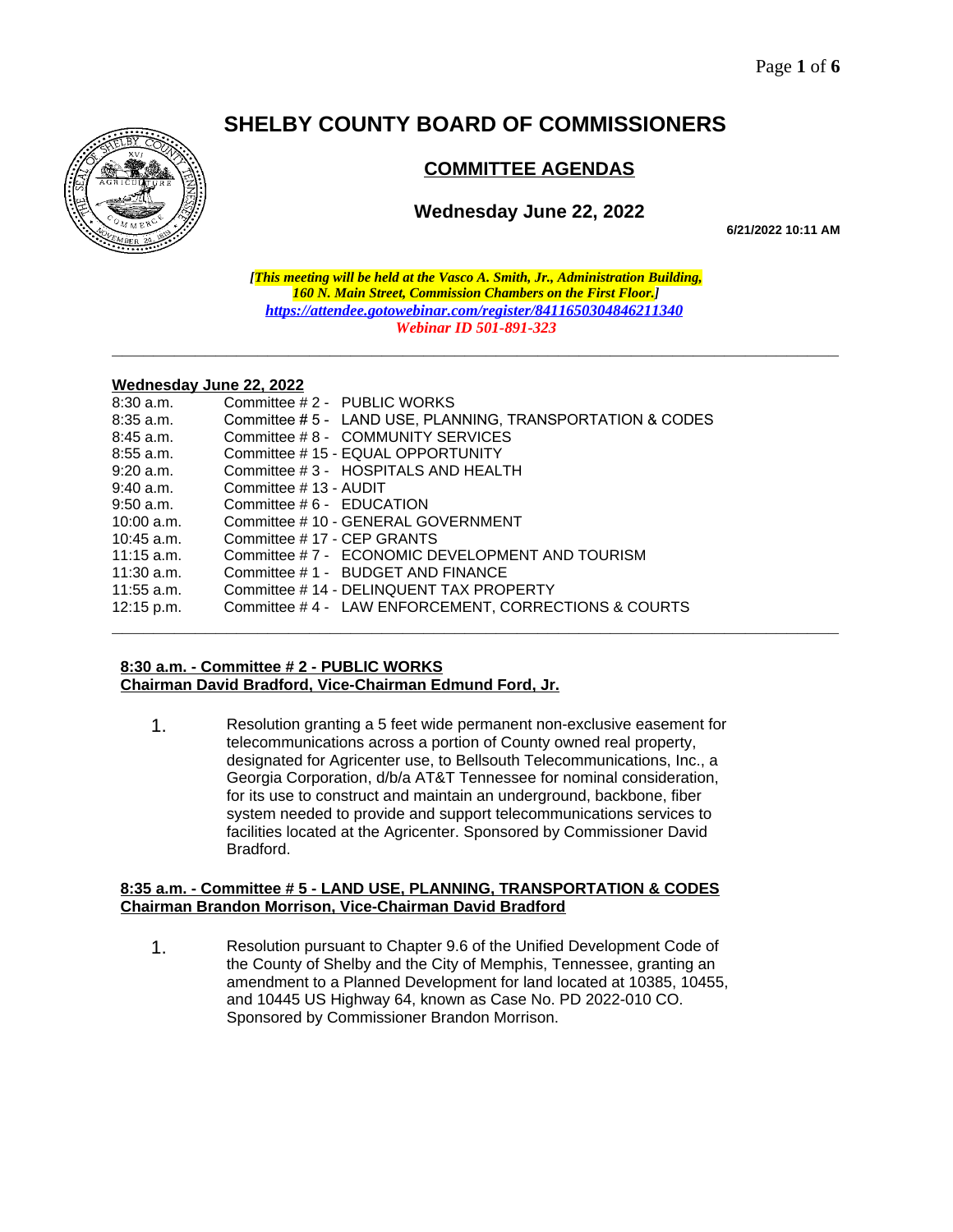# SHELBY COUNTY BOARD OF COMMISSIONERS

## COMMITTEE AGENDAS

### Wednesday June 22, 2022

**6/21/2022 10:11 AM**

***[This meeting will be held at the Vasco A. Smith, Jr., Administration Building, 160 N. Main Street, Commission Chambers on the First Floor.]***
***https://attendee.gotowebinar.com/register/8411650304846211340***
***Webinar ID 501-891-323***

---

**Wednesday June 22, 2022**

| | |
|---|---|
| 8:30 a.m. | Committee # 2 - PUBLIC WORKS |
| 8:35 a.m. | Committee # 5 - LAND USE, PLANNING, TRANSPORTATION & CODES |
| 8:45 a.m. | Committee # 8 - COMMUNITY SERVICES |
| 8:55 a.m. | Committee # 15 - EQUAL OPPORTUNITY |
| 9:20 a.m. | Committee # 3 - HOSPITALS AND HEALTH |
| 9:40 a.m. | Committee # 13 - AUDIT |
| 9:50 a.m. | Committee # 6 - EDUCATION |
| 10:00 a.m. | Committee # 10 - GENERAL GOVERNMENT |
| 10:45 a.m. | Committee # 17 - CEP GRANTS |
| 11:15 a.m. | Committee # 7 - ECONOMIC DEVELOPMENT AND TOURISM |
| 11:30 a.m. | Committee # 1 - BUDGET AND FINANCE |
| 11:55 a.m. | Committee # 14 - DELINQUENT TAX PROPERTY |
| 12:15 p.m. | Committee # 4 - LAW ENFORCEMENT, CORRECTIONS & COURTS |

---

**8:30 a.m. - Committee # 2 - PUBLIC WORKS**
**Chairman David Bradford, Vice-Chairman Edmund Ford, Jr.**

1. Resolution granting a 5 feet wide permanent non-exclusive easement for telecommunications across a portion of County owned real property, designated for Agricenter use, to Bellsouth Telecommunications, Inc., a Georgia Corporation, d/b/a AT&T Tennessee for nominal consideration, for its use to construct and maintain an underground, backbone, fiber system needed to provide and support telecommunications services to facilities located at the Agricenter. Sponsored by Commissioner David Bradford.

**8:35 a.m. - Committee # 5 - LAND USE, PLANNING, TRANSPORTATION & CODES**
**Chairman Brandon Morrison, Vice-Chairman David Bradford**

1. Resolution pursuant to Chapter 9.6 of the Unified Development Code of the County of Shelby and the City of Memphis, Tennessee, granting an amendment to a Planned Development for land located at 10385, 10455, and 10445 US Highway 64, known as Case No. PD 2022-010 CO. Sponsored by Commissioner Brandon Morrison.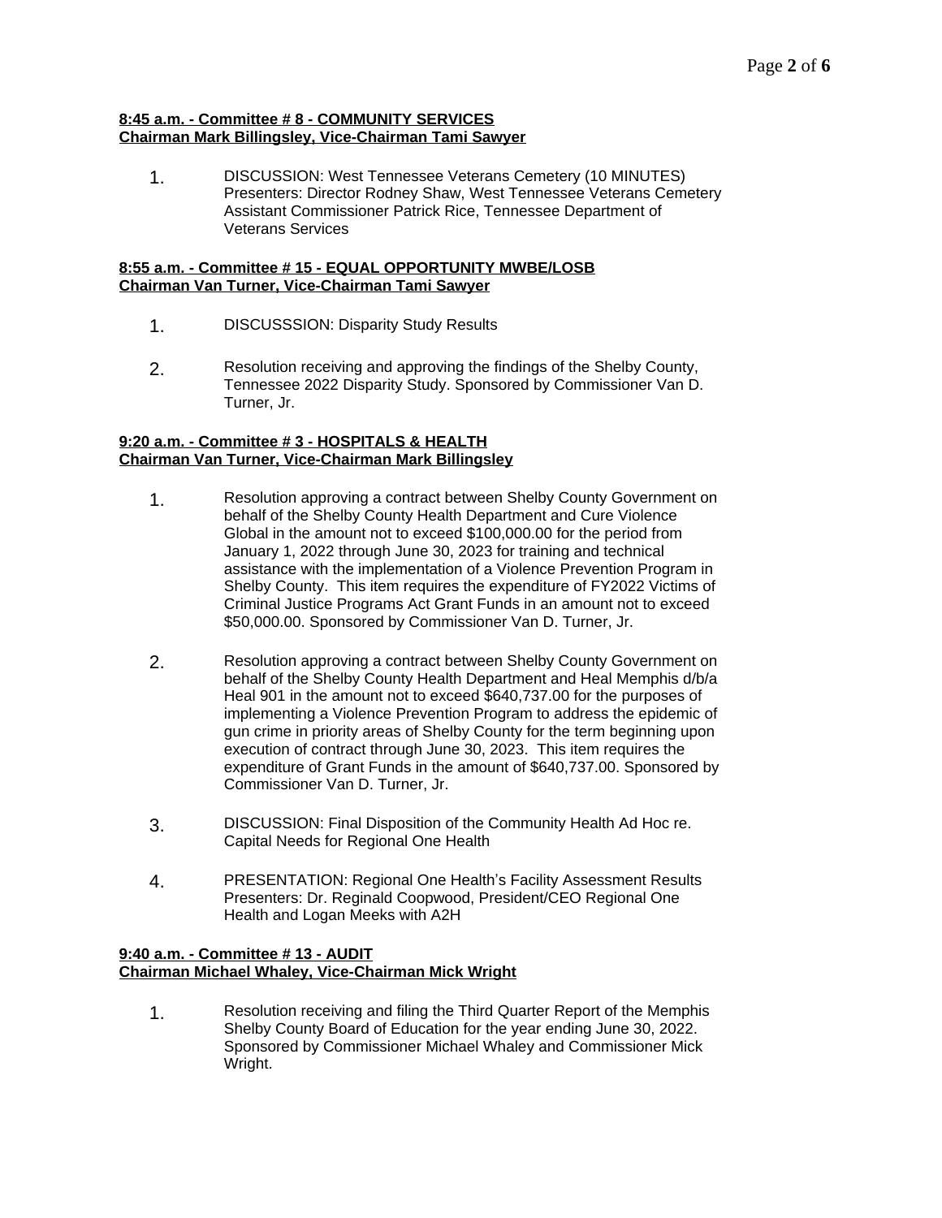**8:45 a.m. - Committee # 8 - COMMUNITY SERVICES**
**Chairman Mark Billingsley, Vice-Chairman Tami Sawyer**

1. DISCUSSION: West Tennessee Veterans Cemetery (10 MINUTES)
   Presenters: Director Rodney Shaw, West Tennessee Veterans Cemetery
   Assistant Commissioner Patrick Rice, Tennessee Department of Veterans Services

**8:55 a.m. - Committee # 15 - EQUAL OPPORTUNITY MWBE/LOSB**
**Chairman Van Turner, Vice-Chairman Tami Sawyer**

1. DISCUSSSION: Disparity Study Results

2. Resolution receiving and approving the findings of the Shelby County, Tennessee 2022 Disparity Study. Sponsored by Commissioner Van D. Turner, Jr.

**9:20 a.m. - Committee # 3 - HOSPITALS & HEALTH**
**Chairman Van Turner, Vice-Chairman Mark Billingsley**

1. Resolution approving a contract between Shelby County Government on behalf of the Shelby County Health Department and Cure Violence Global in the amount not to exceed $100,000.00 for the period from January 1, 2022 through June 30, 2023 for training and technical assistance with the implementation of a Violence Prevention Program in Shelby County. This item requires the expenditure of FY2022 Victims of Criminal Justice Programs Act Grant Funds in an amount not to exceed $50,000.00. Sponsored by Commissioner Van D. Turner, Jr.

2. Resolution approving a contract between Shelby County Government on behalf of the Shelby County Health Department and Heal Memphis d/b/a Heal 901 in the amount not to exceed $640,737.00 for the purposes of implementing a Violence Prevention Program to address the epidemic of gun crime in priority areas of Shelby County for the term beginning upon execution of contract through June 30, 2023. This item requires the expenditure of Grant Funds in the amount of $640,737.00. Sponsored by Commissioner Van D. Turner, Jr.

3. DISCUSSION: Final Disposition of the Community Health Ad Hoc re. Capital Needs for Regional One Health

4. PRESENTATION: Regional One Health's Facility Assessment Results
   Presenters: Dr. Reginald Coopwood, President/CEO Regional One Health and Logan Meeks with A2H

**9:40 a.m. - Committee # 13 - AUDIT**
**Chairman Michael Whaley, Vice-Chairman Mick Wright**

1. Resolution receiving and filing the Third Quarter Report of the Memphis Shelby County Board of Education for the year ending June 30, 2022. Sponsored by Commissioner Michael Whaley and Commissioner Mick Wright.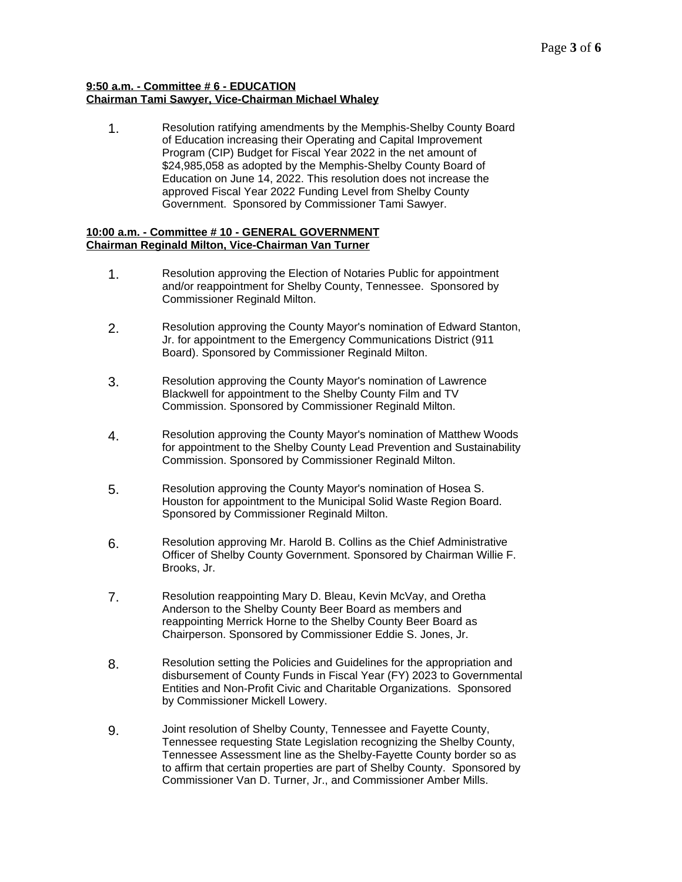**9:50 a.m. - Committee # 6 - EDUCATION**
**Chairman Tami Sawyer, Vice-Chairman Michael Whaley**

1. Resolution ratifying amendments by the Memphis-Shelby County Board of Education increasing their Operating and Capital Improvement Program (CIP) Budget for Fiscal Year 2022 in the net amount of $24,985,058 as adopted by the Memphis-Shelby County Board of Education on June 14, 2022. This resolution does not increase the approved Fiscal Year 2022 Funding Level from Shelby County Government. Sponsored by Commissioner Tami Sawyer.

**10:00 a.m. - Committee # 10 - GENERAL GOVERNMENT**
**Chairman Reginald Milton, Vice-Chairman Van Turner**

1. Resolution approving the Election of Notaries Public for appointment and/or reappointment for Shelby County, Tennessee. Sponsored by Commissioner Reginald Milton.

2. Resolution approving the County Mayor's nomination of Edward Stanton, Jr. for appointment to the Emergency Communications District (911 Board). Sponsored by Commissioner Reginald Milton.

3. Resolution approving the County Mayor's nomination of Lawrence Blackwell for appointment to the Shelby County Film and TV Commission. Sponsored by Commissioner Reginald Milton.

4. Resolution approving the County Mayor's nomination of Matthew Woods for appointment to the Shelby County Lead Prevention and Sustainability Commission. Sponsored by Commissioner Reginald Milton.

5. Resolution approving the County Mayor's nomination of Hosea S. Houston for appointment to the Municipal Solid Waste Region Board. Sponsored by Commissioner Reginald Milton.

6. Resolution approving Mr. Harold B. Collins as the Chief Administrative Officer of Shelby County Government. Sponsored by Chairman Willie F. Brooks, Jr.

7. Resolution reappointing Mary D. Bleau, Kevin McVay, and Oretha Anderson to the Shelby County Beer Board as members and reappointing Merrick Horne to the Shelby County Beer Board as Chairperson. Sponsored by Commissioner Eddie S. Jones, Jr.

8. Resolution setting the Policies and Guidelines for the appropriation and disbursement of County Funds in Fiscal Year (FY) 2023 to Governmental Entities and Non-Profit Civic and Charitable Organizations. Sponsored by Commissioner Mickell Lowery.

9. Joint resolution of Shelby County, Tennessee and Fayette County, Tennessee requesting State Legislation recognizing the Shelby County, Tennessee Assessment line as the Shelby-Fayette County border so as to affirm that certain properties are part of Shelby County. Sponsored by Commissioner Van D. Turner, Jr., and Commissioner Amber Mills.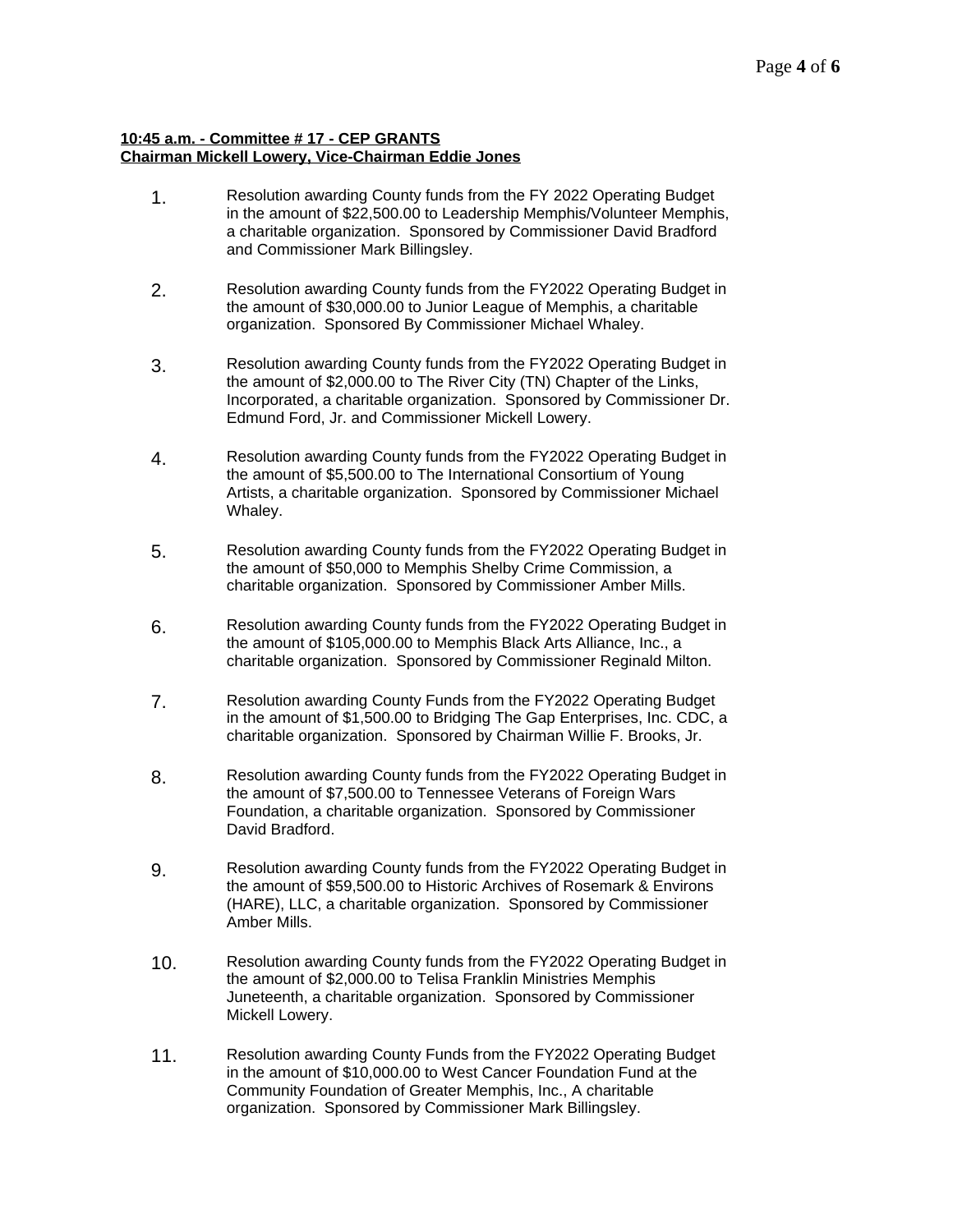**10:45 a.m. - Committee # 17 - CEP GRANTS**
**Chairman Mickell Lowery, Vice-Chairman Eddie Jones**

1. Resolution awarding County funds from the FY 2022 Operating Budget in the amount of $22,500.00 to Leadership Memphis/Volunteer Memphis, a charitable organization. Sponsored by Commissioner David Bradford and Commissioner Mark Billingsley.

2. Resolution awarding County funds from the FY2022 Operating Budget in the amount of $30,000.00 to Junior League of Memphis, a charitable organization. Sponsored By Commissioner Michael Whaley.

3. Resolution awarding County funds from the FY2022 Operating Budget in the amount of $2,000.00 to The River City (TN) Chapter of the Links, Incorporated, a charitable organization. Sponsored by Commissioner Dr. Edmund Ford, Jr. and Commissioner Mickell Lowery.

4. Resolution awarding County funds from the FY2022 Operating Budget in the amount of $5,500.00 to The International Consortium of Young Artists, a charitable organization. Sponsored by Commissioner Michael Whaley.

5. Resolution awarding County funds from the FY2022 Operating Budget in the amount of $50,000 to Memphis Shelby Crime Commission, a charitable organization. Sponsored by Commissioner Amber Mills.

6. Resolution awarding County funds from the FY2022 Operating Budget in the amount of $105,000.00 to Memphis Black Arts Alliance, Inc., a charitable organization. Sponsored by Commissioner Reginald Milton.

7. Resolution awarding County Funds from the FY2022 Operating Budget in the amount of $1,500.00 to Bridging The Gap Enterprises, Inc. CDC, a charitable organization. Sponsored by Chairman Willie F. Brooks, Jr.

8. Resolution awarding County funds from the FY2022 Operating Budget in the amount of $7,500.00 to Tennessee Veterans of Foreign Wars Foundation, a charitable organization. Sponsored by Commissioner David Bradford.

9. Resolution awarding County funds from the FY2022 Operating Budget in the amount of $59,500.00 to Historic Archives of Rosemark & Environs (HARE), LLC, a charitable organization. Sponsored by Commissioner Amber Mills.

10. Resolution awarding County funds from the FY2022 Operating Budget in the amount of $2,000.00 to Telisa Franklin Ministries Memphis Juneteenth, a charitable organization. Sponsored by Commissioner Mickell Lowery.

11. Resolution awarding County Funds from the FY2022 Operating Budget in the amount of $10,000.00 to West Cancer Foundation Fund at the Community Foundation of Greater Memphis, Inc., A charitable organization. Sponsored by Commissioner Mark Billingsley.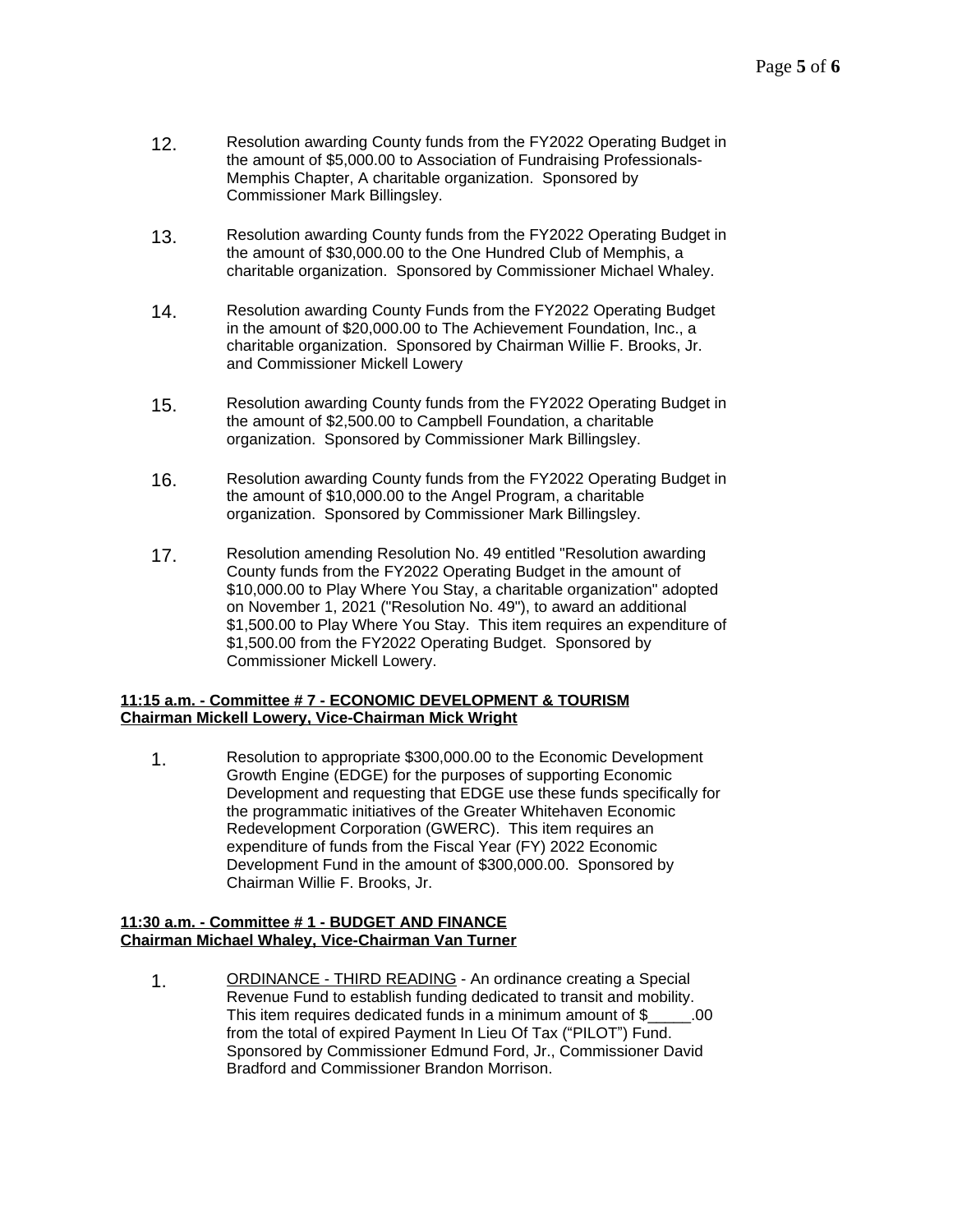12. Resolution awarding County funds from the FY2022 Operating Budget in the amount of $5,000.00 to Association of Fundraising Professionals-Memphis Chapter, A charitable organization. Sponsored by Commissioner Mark Billingsley.

13. Resolution awarding County funds from the FY2022 Operating Budget in the amount of $30,000.00 to the One Hundred Club of Memphis, a charitable organization. Sponsored by Commissioner Michael Whaley.

14. Resolution awarding County Funds from the FY2022 Operating Budget in the amount of $20,000.00 to The Achievement Foundation, Inc., a charitable organization. Sponsored by Chairman Willie F. Brooks, Jr. and Commissioner Mickell Lowery

15. Resolution awarding County funds from the FY2022 Operating Budget in the amount of $2,500.00 to Campbell Foundation, a charitable organization. Sponsored by Commissioner Mark Billingsley.

16. Resolution awarding County funds from the FY2022 Operating Budget in the amount of $10,000.00 to the Angel Program, a charitable organization. Sponsored by Commissioner Mark Billingsley.

17. Resolution amending Resolution No. 49 entitled "Resolution awarding County funds from the FY2022 Operating Budget in the amount of $10,000.00 to Play Where You Stay, a charitable organization" adopted on November 1, 2021 ("Resolution No. 49"), to award an additional $1,500.00 to Play Where You Stay. This item requires an expenditure of $1,500.00 from the FY2022 Operating Budget. Sponsored by Commissioner Mickell Lowery.

**11:15 a.m. - Committee # 7 - ECONOMIC DEVELOPMENT & TOURISM**
**Chairman Mickell Lowery, Vice-Chairman Mick Wright**

1. Resolution to appropriate $300,000.00 to the Economic Development Growth Engine (EDGE) for the purposes of supporting Economic Development and requesting that EDGE use these funds specifically for the programmatic initiatives of the Greater Whitehaven Economic Redevelopment Corporation (GWERC). This item requires an expenditure of funds from the Fiscal Year (FY) 2022 Economic Development Fund in the amount of $300,000.00. Sponsored by Chairman Willie F. Brooks, Jr.

**11:30 a.m. - Committee # 1 - BUDGET AND FINANCE**
**Chairman Michael Whaley, Vice-Chairman Van Turner**

1. ORDINANCE - THIRD READING - An ordinance creating a Special Revenue Fund to establish funding dedicated to transit and mobility. This item requires dedicated funds in a minimum amount of $_____.00 from the total of expired Payment In Lieu Of Tax ("PILOT") Fund. Sponsored by Commissioner Edmund Ford, Jr., Commissioner David Bradford and Commissioner Brandon Morrison.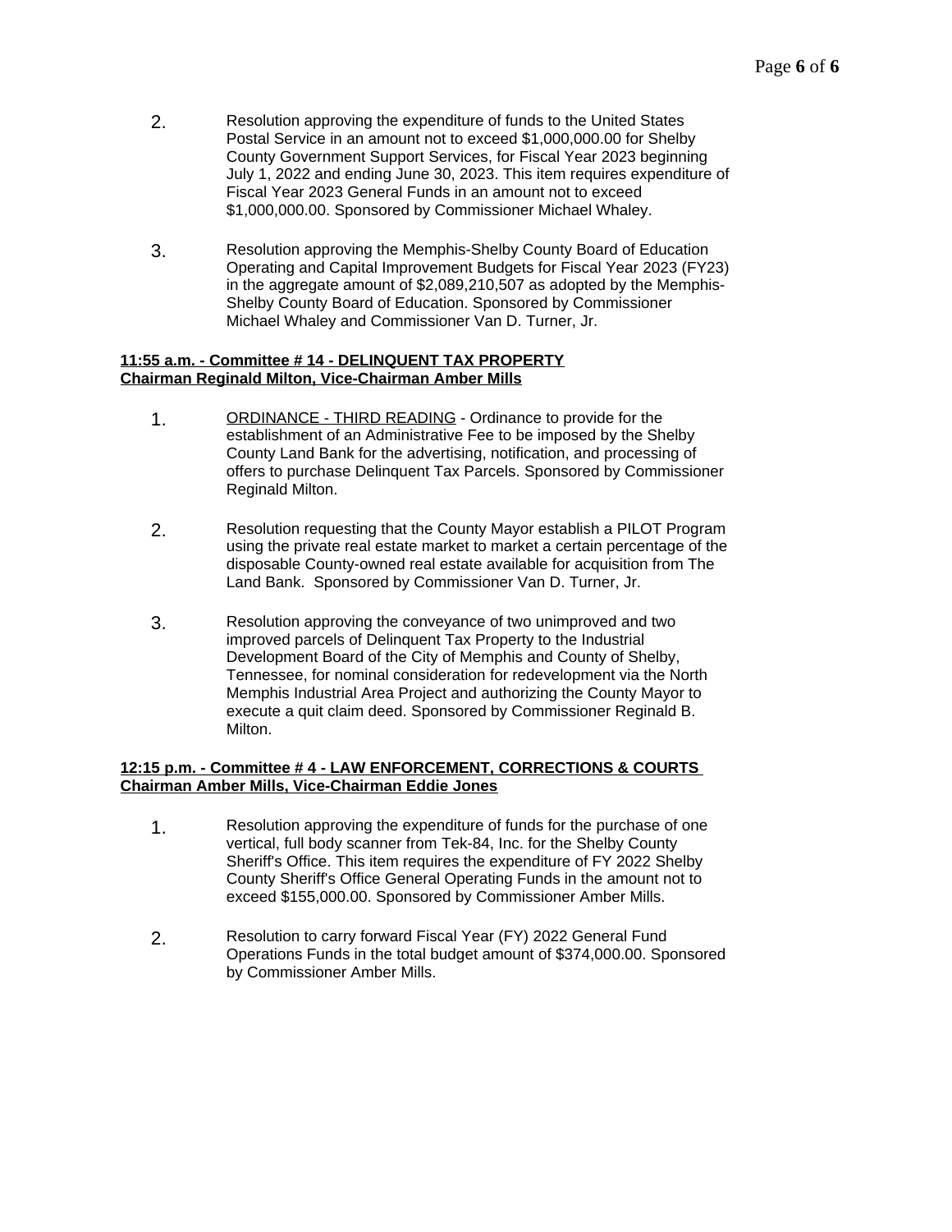2. Resolution approving the expenditure of funds to the United States Postal Service in an amount not to exceed $1,000,000.00 for Shelby County Government Support Services, for Fiscal Year 2023 beginning July 1, 2022 and ending June 30, 2023. This item requires expenditure of Fiscal Year 2023 General Funds in an amount not to exceed $1,000,000.00. Sponsored by Commissioner Michael Whaley.

3. Resolution approving the Memphis-Shelby County Board of Education Operating and Capital Improvement Budgets for Fiscal Year 2023 (FY23) in the aggregate amount of $2,089,210,507 as adopted by the Memphis-Shelby County Board of Education. Sponsored by Commissioner Michael Whaley and Commissioner Van D. Turner, Jr.

**11:55 a.m. - Committee # 14 - DELINQUENT TAX PROPERTY**
**Chairman Reginald Milton, Vice-Chairman Amber Mills**

1. ORDINANCE - THIRD READING - Ordinance to provide for the establishment of an Administrative Fee to be imposed by the Shelby County Land Bank for the advertising, notification, and processing of offers to purchase Delinquent Tax Parcels. Sponsored by Commissioner Reginald Milton.

2. Resolution requesting that the County Mayor establish a PILOT Program using the private real estate market to market a certain percentage of the disposable County-owned real estate available for acquisition from The Land Bank. Sponsored by Commissioner Van D. Turner, Jr.

3. Resolution approving the conveyance of two unimproved and two improved parcels of Delinquent Tax Property to the Industrial Development Board of the City of Memphis and County of Shelby, Tennessee, for nominal consideration for redevelopment via the North Memphis Industrial Area Project and authorizing the County Mayor to execute a quit claim deed. Sponsored by Commissioner Reginald B. Milton.

**12:15 p.m. - Committee # 4 - LAW ENFORCEMENT, CORRECTIONS & COURTS**
**Chairman Amber Mills, Vice-Chairman Eddie Jones**

1. Resolution approving the expenditure of funds for the purchase of one vertical, full body scanner from Tek-84, Inc. for the Shelby County Sheriff's Office. This item requires the expenditure of FY 2022 Shelby County Sheriff's Office General Operating Funds in the amount not to exceed $155,000.00. Sponsored by Commissioner Amber Mills.

2. Resolution to carry forward Fiscal Year (FY) 2022 General Fund Operations Funds in the total budget amount of $374,000.00. Sponsored by Commissioner Amber Mills.